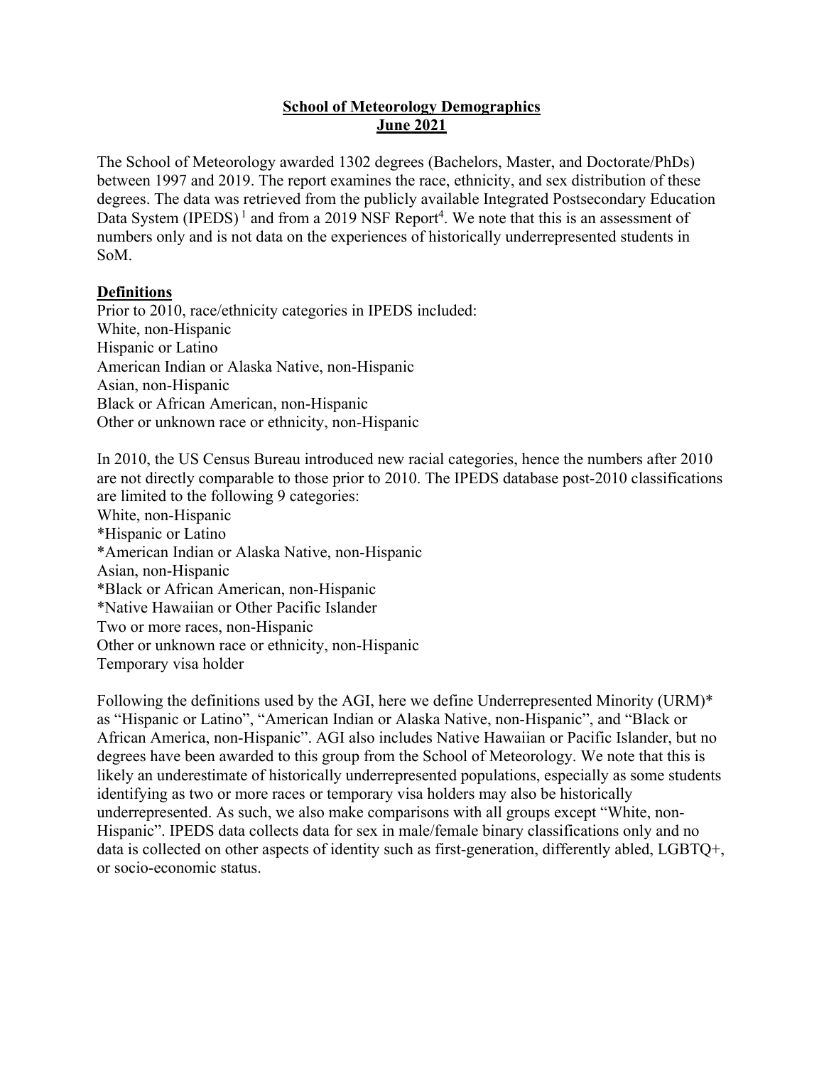# School of Meteorology Demographics
## June 2021

The School of Meteorology awarded 1302 degrees (Bachelors, Master, and Doctorate/PhDs) between 1997 and 2019. The report examines the race, ethnicity, and sex distribution of these degrees. The data was retrieved from the publicly available Integrated Postsecondary Education Data System (IPEDS) [1] and from a 2019 NSF Report[4]. We note that this is an assessment of numbers only and is not data on the experiences of historically underrepresented students in SoM.

### Definitions

Prior to 2010, race/ethnicity categories in IPEDS included:
White, non-Hispanic
Hispanic or Latino
American Indian or Alaska Native, non-Hispanic
Asian, non-Hispanic
Black or African American, non-Hispanic
Other or unknown race or ethnicity, non-Hispanic

In 2010, the US Census Bureau introduced new racial categories, hence the numbers after 2010 are not directly comparable to those prior to 2010. The IPEDS database post-2010 classifications are limited to the following 9 categories:
White, non-Hispanic
*Hispanic or Latino
*American Indian or Alaska Native, non-Hispanic
Asian, non-Hispanic
*Black or African American, non-Hispanic
*Native Hawaiian or Other Pacific Islander
Two or more races, non-Hispanic
Other or unknown race or ethnicity, non-Hispanic
Temporary visa holder

Following the definitions used by the AGI, here we define Underrepresented Minority (URM)* as "Hispanic or Latino", "American Indian or Alaska Native, non-Hispanic", and "Black or African America, non-Hispanic". AGI also includes Native Hawaiian or Pacific Islander, but no degrees have been awarded to this group from the School of Meteorology. We note that this is likely an underestimate of historically underrepresented populations, especially as some students identifying as two or more races or temporary visa holders may also be historically underrepresented. As such, we also make comparisons with all groups except "White, non-Hispanic". IPEDS data collects data for sex in male/female binary classifications only and no data is collected on other aspects of identity such as first-generation, differently abled, LGBTQ+, or socio-economic status.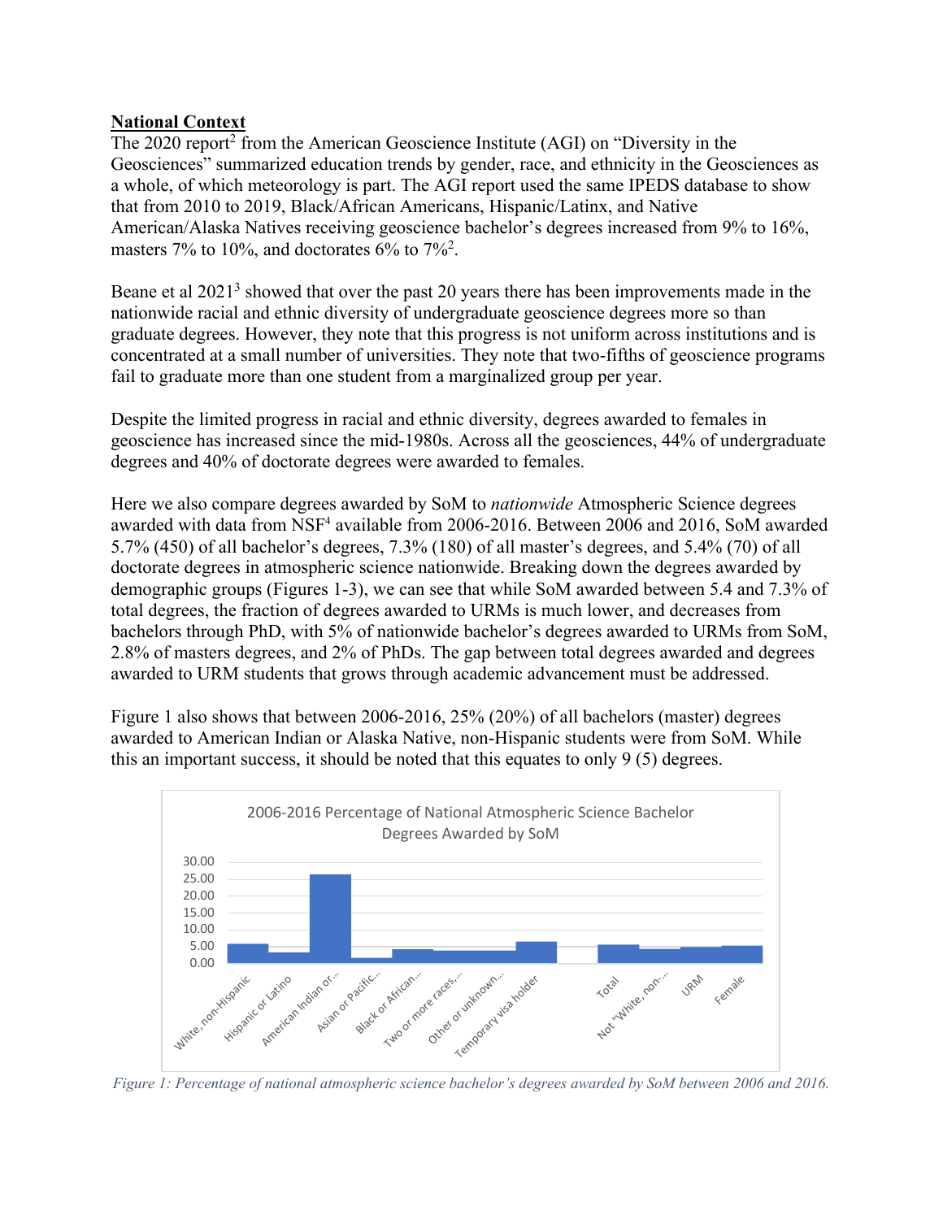**National Context**

The 2020 report[2] from the American Geoscience Institute (AGI) on "Diversity in the Geosciences" summarized education trends by gender, race, and ethnicity in the Geosciences as a whole, of which meteorology is part. The AGI report used the same IPEDS database to show that from 2010 to 2019, Black/African Americans, Hispanic/Latinx, and Native American/Alaska Natives receiving geoscience bachelor's degrees increased from 9% to 16%, masters 7% to 10%, and doctorates 6% to 7%[2].

Beane et al 2021[3] showed that over the past 20 years there has been improvements made in the nationwide racial and ethnic diversity of undergraduate geoscience degrees more so than graduate degrees. However, they note that this progress is not uniform across institutions and is concentrated at a small number of universities. They note that two-fifths of geoscience programs fail to graduate more than one student from a marginalized group per year.

Despite the limited progress in racial and ethnic diversity, degrees awarded to females in geoscience has increased since the mid-1980s. Across all the geosciences, 44% of undergraduate degrees and 40% of doctorate degrees were awarded to females.

Here we also compare degrees awarded by SoM to *nationwide* Atmospheric Science degrees awarded with data from NSF[4] available from 2006-2016. Between 2006 and 2016, SoM awarded 5.7% (450) of all bachelor's degrees, 7.3% (180) of all master's degrees, and 5.4% (70) of all doctorate degrees in atmospheric science nationwide. Breaking down the degrees awarded by demographic groups (Figures 1-3), we can see that while SoM awarded between 5.4 and 7.3% of total degrees, the fraction of degrees awarded to URMs is much lower, and decreases from bachelors through PhD, with 5% of nationwide bachelor's degrees awarded to URMs from SoM, 2.8% of masters degrees, and 2% of PhDs. The gap between total degrees awarded and degrees awarded to URM students that grows through academic advancement must be addressed.

Figure 1 also shows that between 2006-2016, 25% (20%) of all bachelors (master) degrees awarded to American Indian or Alaska Native, non-Hispanic students were from SoM. While this an important success, it should be noted that this equates to only 9 (5) degrees.

*Figure 1: Percentage of national atmospheric science bachelor's degrees awarded by SoM between 2006 and 2016.*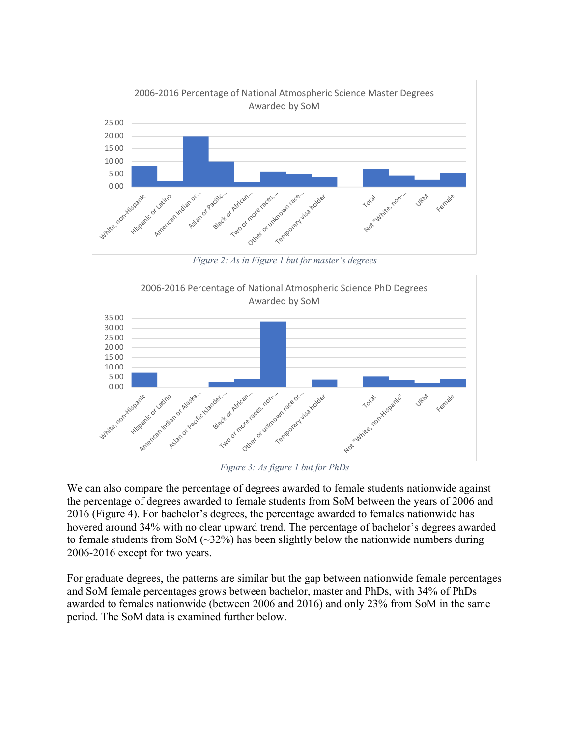Figure 2: As in Figure 1 but for master's degrees

Figure 3: As figure 1 but for PhDs

We can also compare the percentage of degrees awarded to female students nationwide against the percentage of degrees awarded to female students from SoM between the years of 2006 and 2016 (Figure 4). For bachelor's degrees, the percentage awarded to females nationwide has hovered around 34% with no clear upward trend. The percentage of bachelor's degrees awarded to female students from SoM (~32%) has been slightly below the nationwide numbers during 2006-2016 except for two years.

For graduate degrees, the patterns are similar but the gap between nationwide female percentages and SoM female percentages grows between bachelor, master and PhDs, with 34% of PhDs awarded to females nationwide (between 2006 and 2016) and only 23% from SoM in the same period. The SoM data is examined further below.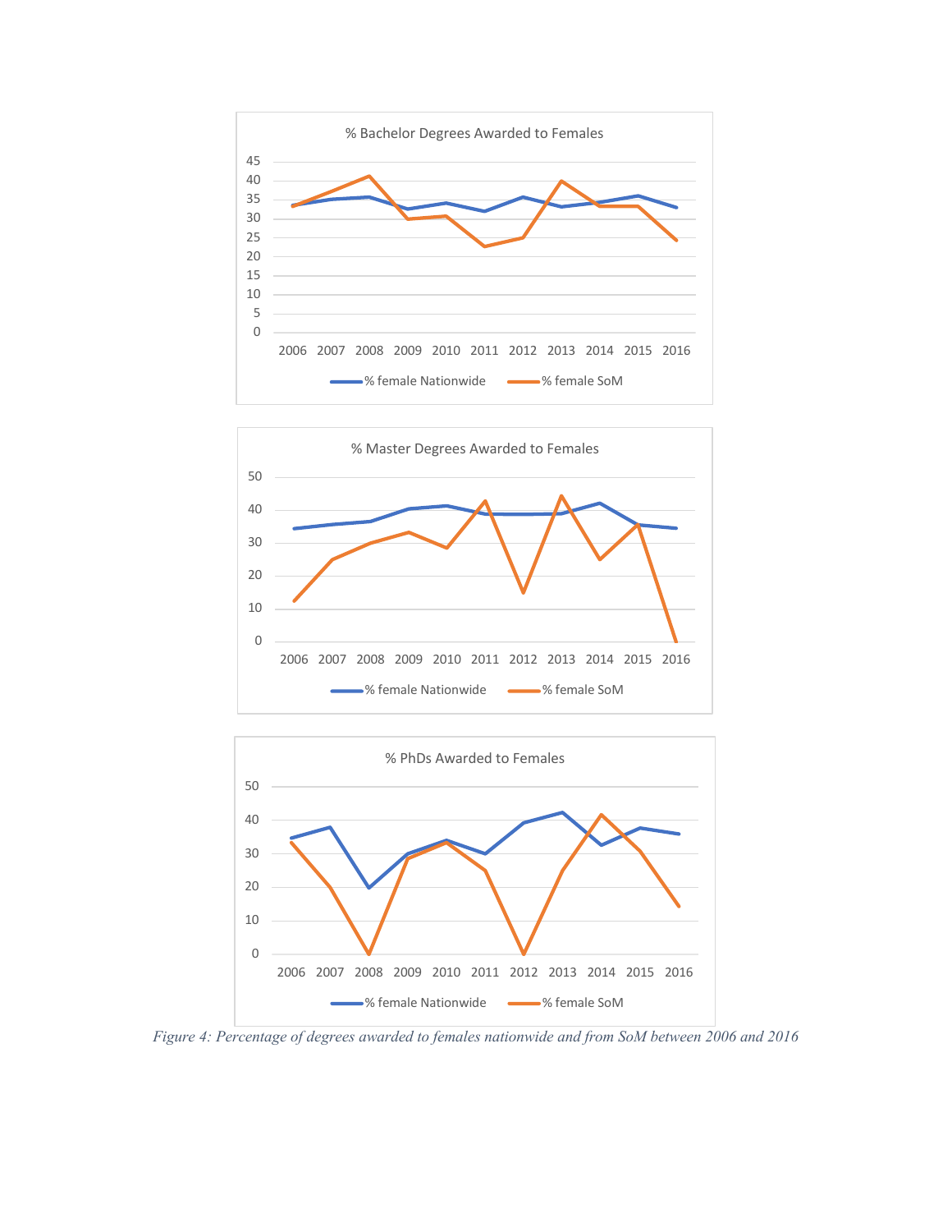Figure 4: Percentage of degrees awarded to females nationwide and from SoM between 2006 and 2016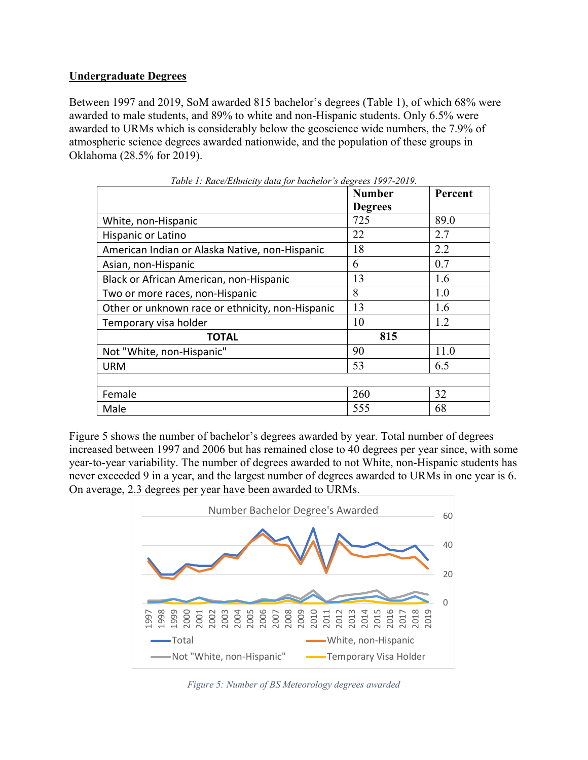## Undergraduate Degrees

Between 1997 and 2019, SoM awarded 815 bachelor's degrees (Table 1), of which 68% were awarded to male students, and 89% to white and non-Hispanic students. Only 6.5% were awarded to URMs which is considerably below the geoscience wide numbers, the 7.9% of atmospheric science degrees awarded nationwide, and the population of these groups in Oklahoma (28.5% for 2019).

*Table 1: Race/Ethnicity data for bachelor's degrees 1997-2019.*

| | Number Degrees | Percent |
|---|---|---|
| White, non-Hispanic | 725 | 89.0 |
| Hispanic or Latino | 22 | 2.7 |
| American Indian or Alaska Native, non-Hispanic | 18 | 2.2 |
| Asian, non-Hispanic | 6 | 0.7 |
| Black or African American, non-Hispanic | 13 | 1.6 |
| Two or more races, non-Hispanic | 8 | 1.0 |
| Other or unknown race or ethnicity, non-Hispanic | 13 | 1.6 |
| Temporary visa holder | 10 | 1.2 |
| **TOTAL** | **815** | |
| Not "White, non-Hispanic" | 90 | 11.0 |
| URM | 53 | 6.5 |
| | | |
| Female | 260 | 32 |
| Male | 555 | 68 |

Figure 5 shows the number of bachelor's degrees awarded by year. Total number of degrees increased between 1997 and 2006 but has remained close to 40 degrees per year since, with some year-to-year variability. The number of degrees awarded to not White, non-Hispanic students has never exceeded 9 in a year, and the largest number of degrees awarded to URMs in one year is 6. On average, 2.3 degrees per year have been awarded to URMs.

*Figure 5: Number of BS Meteorology degrees awarded*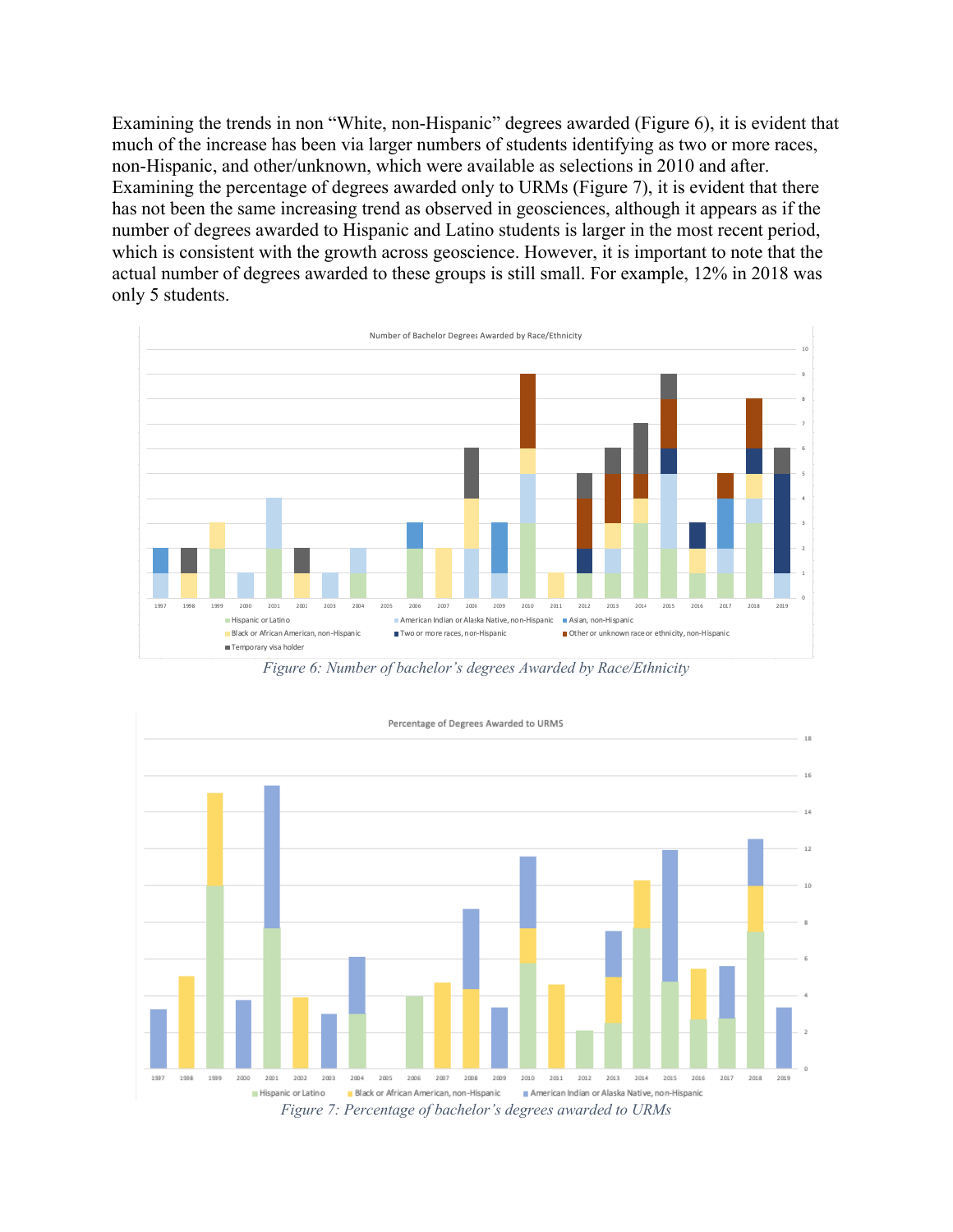Examining the trends in non "White, non-Hispanic" degrees awarded (Figure 6), it is evident that much of the increase has been via larger numbers of students identifying as two or more races, non-Hispanic, and other/unknown, which were available as selections in 2010 and after. Examining the percentage of degrees awarded only to URMs (Figure 7), it is evident that there has not been the same increasing trend as observed in geosciences, although it appears as if the number of degrees awarded to Hispanic and Latino students is larger in the most recent period, which is consistent with the growth across geoscience. However, it is important to note that the actual number of degrees awarded to these groups is still small. For example, 12% in 2018 was only 5 students.

*Figure 6: Number of bachelor's degrees Awarded by Race/Ethnicity*

*Figure 7: Percentage of bachelor's degrees awarded to URMs*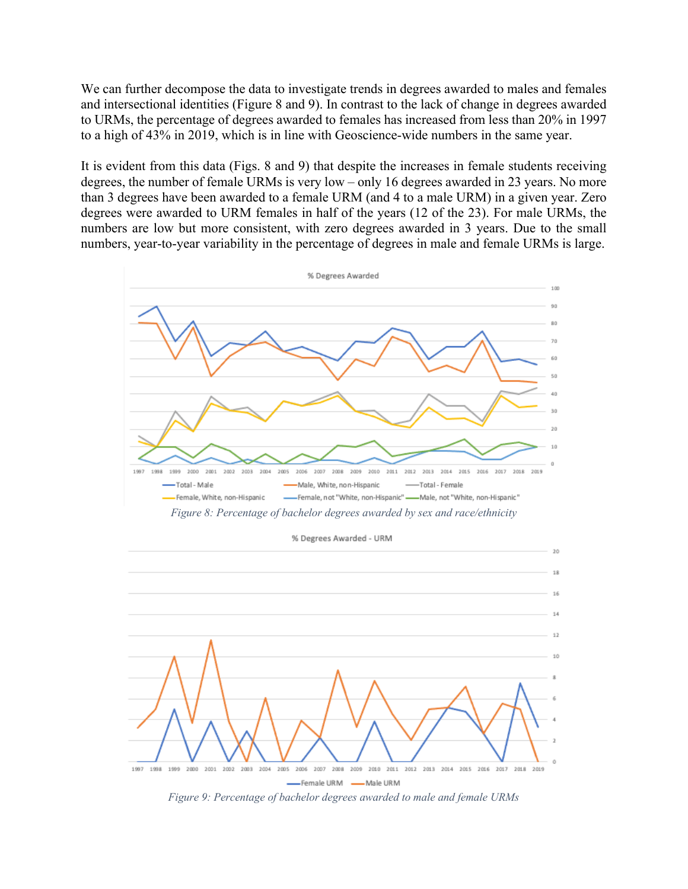We can further decompose the data to investigate trends in degrees awarded to males and females and intersectional identities (Figure 8 and 9). In contrast to the lack of change in degrees awarded to URMs, the percentage of degrees awarded to females has increased from less than 20% in 1997 to a high of 43% in 2019, which is in line with Geoscience-wide numbers in the same year.

It is evident from this data (Figs. 8 and 9) that despite the increases in female students receiving degrees, the number of female URMs is very low – only 16 degrees awarded in 23 years. No more than 3 degrees have been awarded to a female URM (and 4 to a male URM) in a given year. Zero degrees were awarded to URM females in half of the years (12 of the 23). For male URMs, the numbers are low but more consistent, with zero degrees awarded in 3 years. Due to the small numbers, year-to-year variability in the percentage of degrees in male and female URMs is large.

*Figure 8: Percentage of bachelor degrees awarded by sex and race/ethnicity*

*Figure 9: Percentage of bachelor degrees awarded to male and female URMs*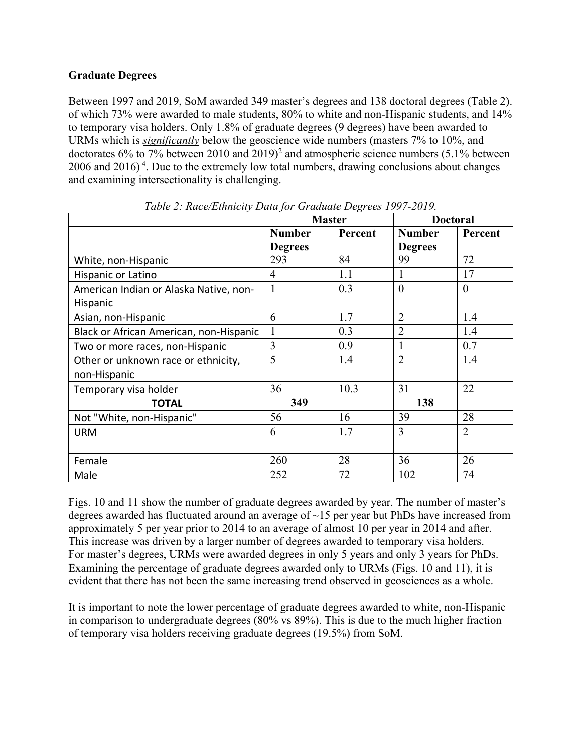**Graduate Degrees**

Between 1997 and 2019, SoM awarded 349 master's degrees and 138 doctoral degrees (Table 2). of which 73% were awarded to male students, 80% to white and non-Hispanic students, and 14% to temporary visa holders. Only 1.8% of graduate degrees (9 degrees) have been awarded to URMs which is ***significantly*** below the geoscience wide numbers (masters 7% to 10%, and doctorates 6% to 7% between 2010 and 2019)[2] and atmospheric science numbers (5.1% between 2006 and 2016)[4]. Due to the extremely low total numbers, drawing conclusions about changes and examining intersectionality is challenging.

*Table 2: Race/Ethnicity Data for Graduate Degrees 1997-2019.*

| | Master | | Doctoral | |
|---|---|---|---|---|
| | Number Degrees | Percent | Number Degrees | Percent |
| White, non-Hispanic | 293 | 84 | 99 | 72 |
| Hispanic or Latino | 4 | 1.1 | 1 | 17 |
| American Indian or Alaska Native, non-Hispanic | 1 | 0.3 | 0 | 0 |
| Asian, non-Hispanic | 6 | 1.7 | 2 | 1.4 |
| Black or African American, non-Hispanic | 1 | 0.3 | 2 | 1.4 |
| Two or more races, non-Hispanic | 3 | 0.9 | 1 | 0.7 |
| Other or unknown race or ethnicity, non-Hispanic | 5 | 1.4 | 2 | 1.4 |
| Temporary visa holder | 36 | 10.3 | 31 | 22 |
| **TOTAL** | **349** | | **138** | |
| Not "White, non-Hispanic" | 56 | 16 | 39 | 28 |
| URM | 6 | 1.7 | 3 | 2 |
| | | | | |
| Female | 260 | 28 | 36 | 26 |
| Male | 252 | 72 | 102 | 74 |

Figs. 10 and 11 show the number of graduate degrees awarded by year. The number of master's degrees awarded has fluctuated around an average of ~15 per year but PhDs have increased from approximately 5 per year prior to 2014 to an average of almost 10 per year in 2014 and after. This increase was driven by a larger number of degrees awarded to temporary visa holders. For master's degrees, URMs were awarded degrees in only 5 years and only 3 years for PhDs. Examining the percentage of graduate degrees awarded only to URMs (Figs. 10 and 11), it is evident that there has not been the same increasing trend observed in geosciences as a whole.

It is important to note the lower percentage of graduate degrees awarded to white, non-Hispanic in comparison to undergraduate degrees (80% vs 89%). This is due to the much higher fraction of temporary visa holders receiving graduate degrees (19.5%) from SoM.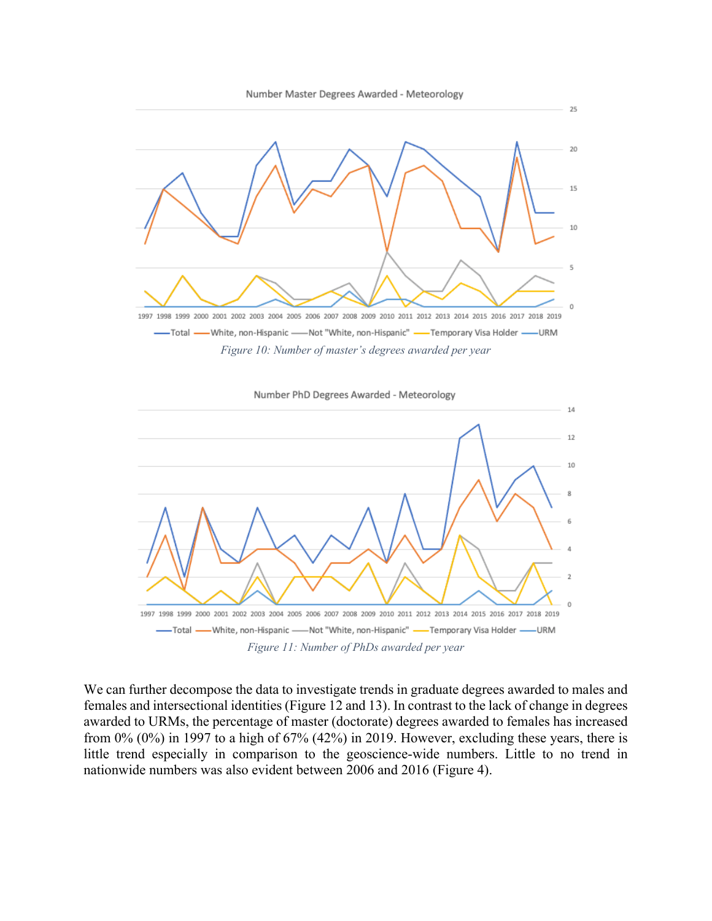*Figure 10: Number of master's degrees awarded per year*

*Figure 11: Number of PhDs awarded per year*

We can further decompose the data to investigate trends in graduate degrees awarded to males and females and intersectional identities (Figure 12 and 13). In contrast to the lack of change in degrees awarded to URMs, the percentage of master (doctorate) degrees awarded to females has increased from 0% (0%) in 1997 to a high of 67% (42%) in 2019. However, excluding these years, there is little trend especially in comparison to the geoscience-wide numbers. Little to no trend in nationwide numbers was also evident between 2006 and 2016 (Figure 4).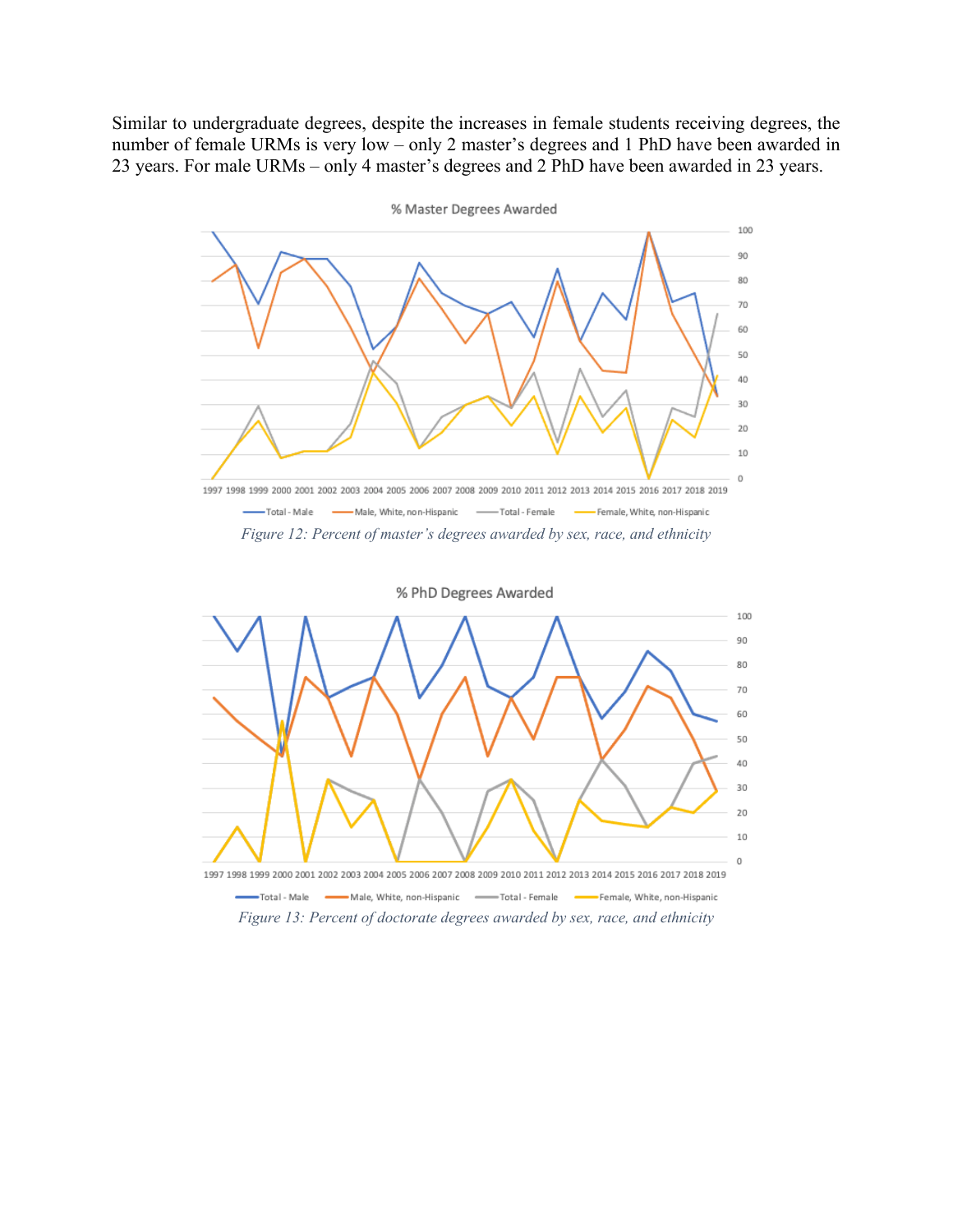Similar to undergraduate degrees, despite the increases in female students receiving degrees, the number of female URMs is very low – only 2 master's degrees and 1 PhD have been awarded in 23 years. For male URMs – only 4 master's degrees and 2 PhD have been awarded in 23 years.

*Figure 12: Percent of master's degrees awarded by sex, race, and ethnicity*

*Figure 13: Percent of doctorate degrees awarded by sex, race, and ethnicity*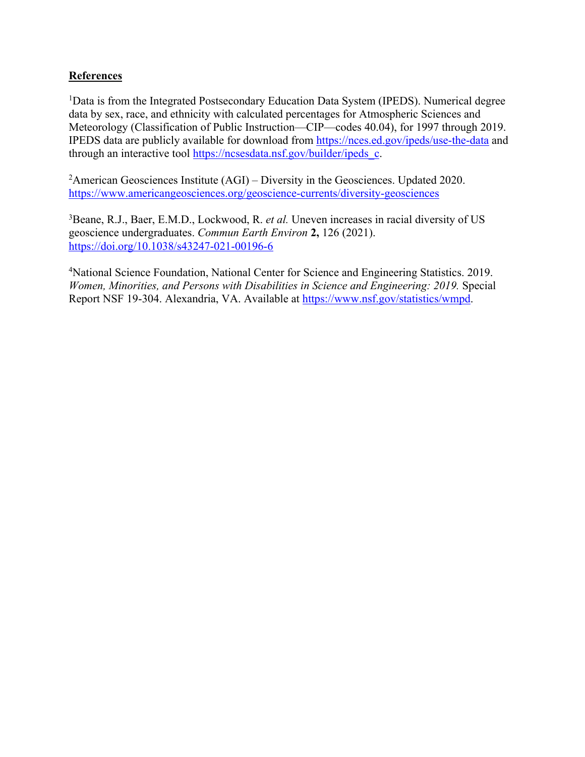**References**

[1]Data is from the Integrated Postsecondary Education Data System (IPEDS). Numerical degree data by sex, race, and ethnicity with calculated percentages for Atmospheric Sciences and Meteorology (Classification of Public Instruction—CIP—codes 40.04), for 1997 through 2019. IPEDS data are publicly available for download from https://nces.ed.gov/ipeds/use-the-data and through an interactive tool https://ncsesdata.nsf.gov/builder/ipeds_c.

[2]American Geosciences Institute (AGI) – Diversity in the Geosciences. Updated 2020. https://www.americangeosciences.org/geoscience-currents/diversity-geosciences

[3]Beane, R.J., Baer, E.M.D., Lockwood, R. *et al.* Uneven increases in racial diversity of US geoscience undergraduates. *Commun Earth Environ* **2,** 126 (2021). https://doi.org/10.1038/s43247-021-00196-6

[4]National Science Foundation, National Center for Science and Engineering Statistics. 2019. *Women, Minorities, and Persons with Disabilities in Science and Engineering: 2019.* Special Report NSF 19-304. Alexandria, VA. Available at https://www.nsf.gov/statistics/wmpd.